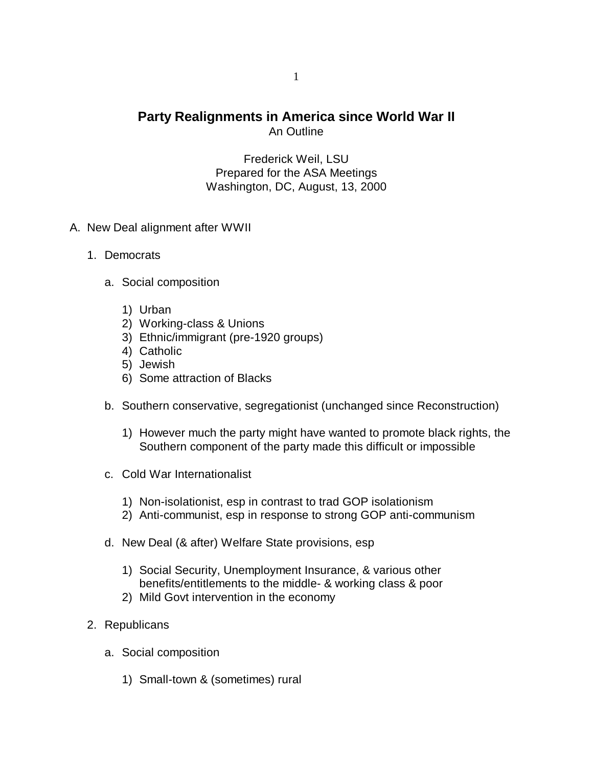# Party Realignments in America since World War II

An Outline

Frederick Weil, LSU
Prepared for the ASA Meetings
Washington, DC, August, 13, 2000

A. New Deal alignment after WWII

   1. Democrats

      a. Social composition

         1) Urban
         2) Working-class & Unions
         3) Ethnic/immigrant (pre-1920 groups)
         4) Catholic
         5) Jewish
         6) Some attraction of Blacks

      b. Southern conservative, segregationist (unchanged since Reconstruction)

         1) However much the party might have wanted to promote black rights, the Southern component of the party made this difficult or impossible

      c. Cold War Internationalist

         1) Non-isolationist, esp in contrast to trad GOP isolationism
         2) Anti-communist, esp in response to strong GOP anti-communism

      d. New Deal (& after) Welfare State provisions, esp

         1) Social Security, Unemployment Insurance, & various other benefits/entitlements to the middle- & working class & poor
         2) Mild Govt intervention in the economy

   2. Republicans

      a. Social composition

         1) Small-town & (sometimes) rural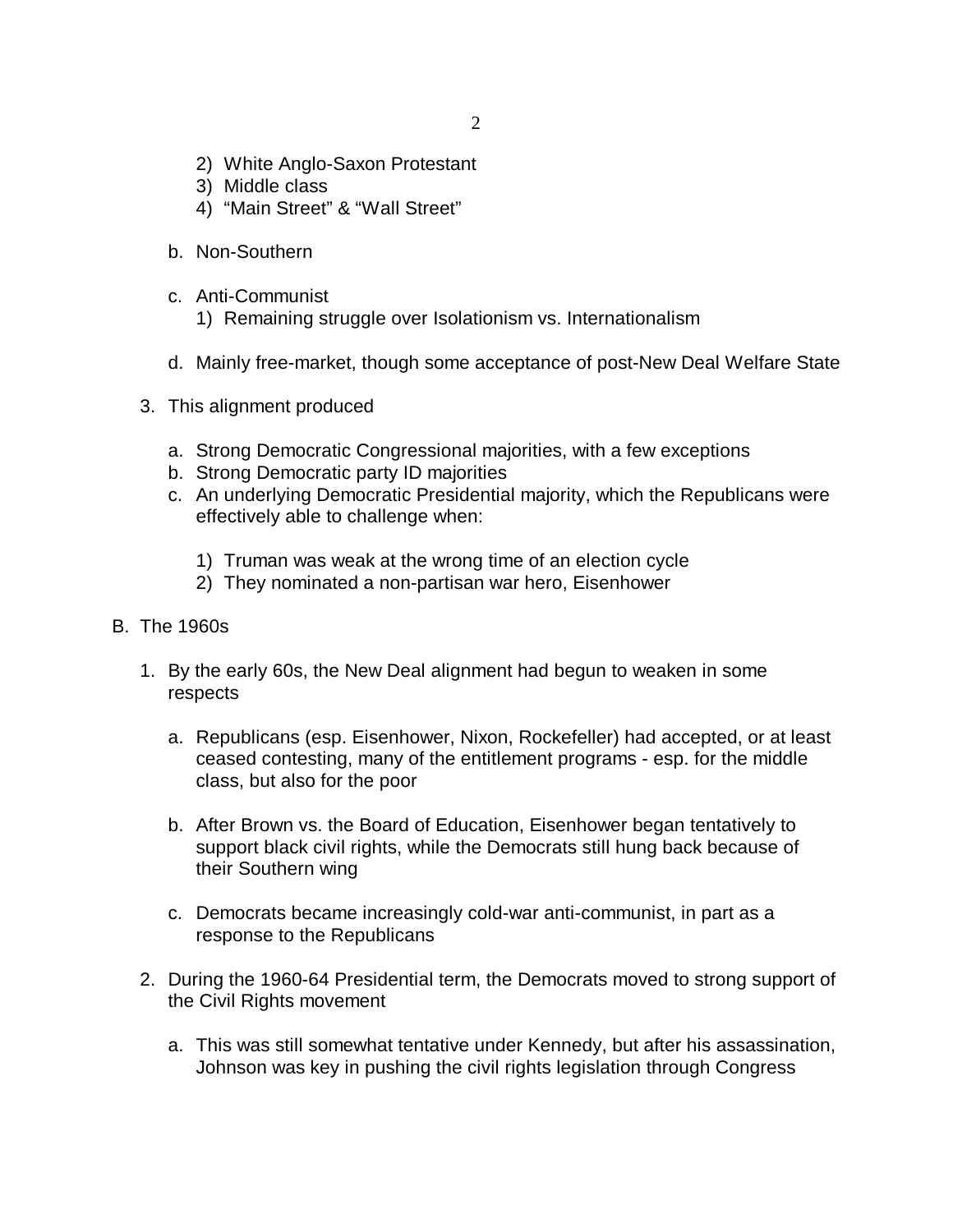2) White Anglo-Saxon Protestant
3) Middle class
4) "Main Street" & "Wall Street"

b. Non-Southern

c. Anti-Communist
   1) Remaining struggle over Isolationism vs. Internationalism

d. Mainly free-market, though some acceptance of post-New Deal Welfare State

3. This alignment produced

   a. Strong Democratic Congressional majorities, with a few exceptions
   b. Strong Democratic party ID majorities
   c. An underlying Democratic Presidential majority, which the Republicans were effectively able to challenge when:

      1) Truman was weak at the wrong time of an election cycle
      2) They nominated a non-partisan war hero, Eisenhower

B. The 1960s

1. By the early 60s, the New Deal alignment had begun to weaken in some respects

   a. Republicans (esp. Eisenhower, Nixon, Rockefeller) had accepted, or at least ceased contesting, many of the entitlement programs - esp. for the middle class, but also for the poor

   b. After Brown vs. the Board of Education, Eisenhower began tentatively to support black civil rights, while the Democrats still hung back because of their Southern wing

   c. Democrats became increasingly cold-war anti-communist, in part as a response to the Republicans

2. During the 1960-64 Presidential term, the Democrats moved to strong support of the Civil Rights movement

   a. This was still somewhat tentative under Kennedy, but after his assassination, Johnson was key in pushing the civil rights legislation through Congress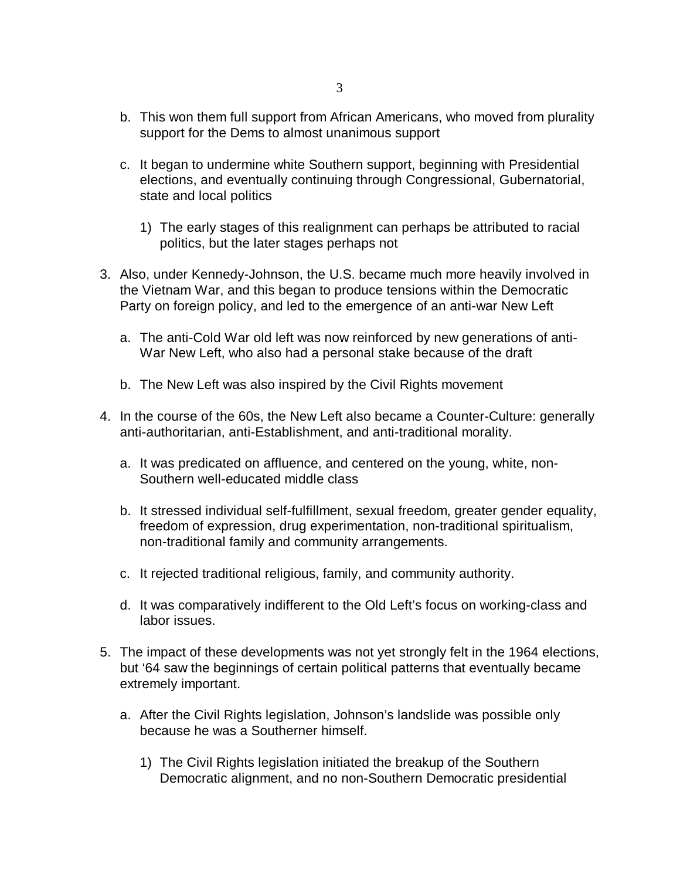b. This won them full support from African Americans, who moved from plurality support for the Dems to almost unanimous support

   c. It began to undermine white Southern support, beginning with Presidential elections, and eventually continuing through Congressional, Gubernatorial, state and local politics

      1) The early stages of this realignment can perhaps be attributed to racial politics, but the later stages perhaps not

3. Also, under Kennedy-Johnson, the U.S. became much more heavily involved in the Vietnam War, and this began to produce tensions within the Democratic Party on foreign policy, and led to the emergence of an anti-war New Left

   a. The anti-Cold War old left was now reinforced by new generations of anti-War New Left, who also had a personal stake because of the draft

   b. The New Left was also inspired by the Civil Rights movement

4. In the course of the 60s, the New Left also became a Counter-Culture: generally anti-authoritarian, anti-Establishment, and anti-traditional morality.

   a. It was predicated on affluence, and centered on the young, white, non-Southern well-educated middle class

   b. It stressed individual self-fulfillment, sexual freedom, greater gender equality, freedom of expression, drug experimentation, non-traditional spiritualism, non-traditional family and community arrangements.

   c. It rejected traditional religious, family, and community authority.

   d. It was comparatively indifferent to the Old Left's focus on working-class and labor issues.

5. The impact of these developments was not yet strongly felt in the 1964 elections, but '64 saw the beginnings of certain political patterns that eventually became extremely important.

   a. After the Civil Rights legislation, Johnson's landslide was possible only because he was a Southerner himself.

      1) The Civil Rights legislation initiated the breakup of the Southern Democratic alignment, and no non-Southern Democratic presidential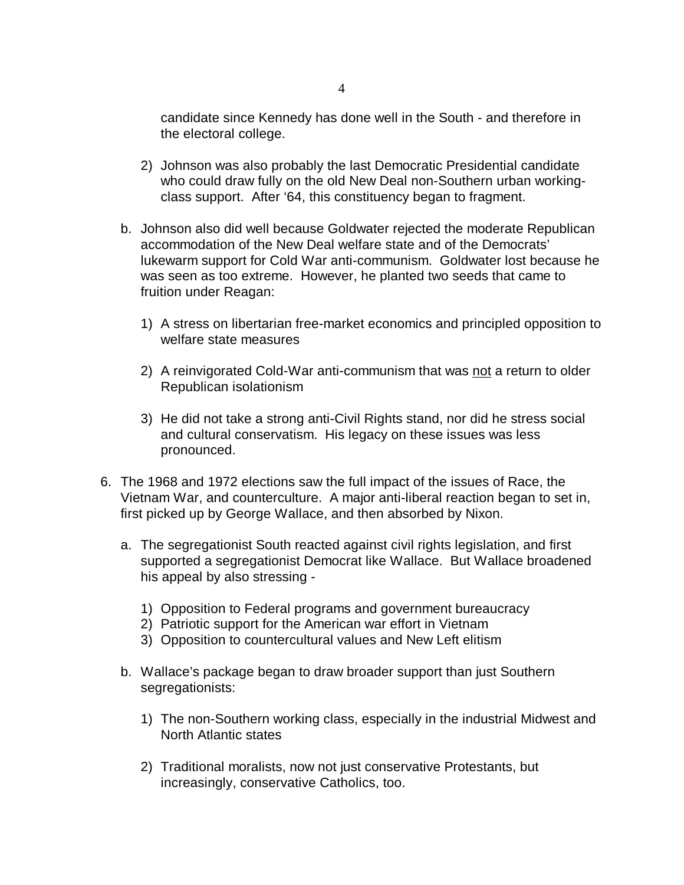candidate since Kennedy has done well in the South - and therefore in the electoral college.

2) Johnson was also probably the last Democratic Presidential candidate who could draw fully on the old New Deal non-Southern urban working-class support. After '64, this constituency began to fragment.

b. Johnson also did well because Goldwater rejected the moderate Republican accommodation of the New Deal welfare state and of the Democrats' lukewarm support for Cold War anti-communism. Goldwater lost because he was seen as too extreme. However, he planted two seeds that came to fruition under Reagan:

1) A stress on libertarian free-market economics and principled opposition to welfare state measures

2) A reinvigorated Cold-War anti-communism that was <u>not</u> a return to older Republican isolationism

3) He did not take a strong anti-Civil Rights stand, nor did he stress social and cultural conservatism. His legacy on these issues was less pronounced.

6. The 1968 and 1972 elections saw the full impact of the issues of Race, the Vietnam War, and counterculture. A major anti-liberal reaction began to set in, first picked up by George Wallace, and then absorbed by Nixon.

a. The segregationist South reacted against civil rights legislation, and first supported a segregationist Democrat like Wallace. But Wallace broadened his appeal by also stressing -

1) Opposition to Federal programs and government bureaucracy
2) Patriotic support for the American war effort in Vietnam
3) Opposition to countercultural values and New Left elitism

b. Wallace's package began to draw broader support than just Southern segregationists:

1) The non-Southern working class, especially in the industrial Midwest and North Atlantic states

2) Traditional moralists, now not just conservative Protestants, but increasingly, conservative Catholics, too.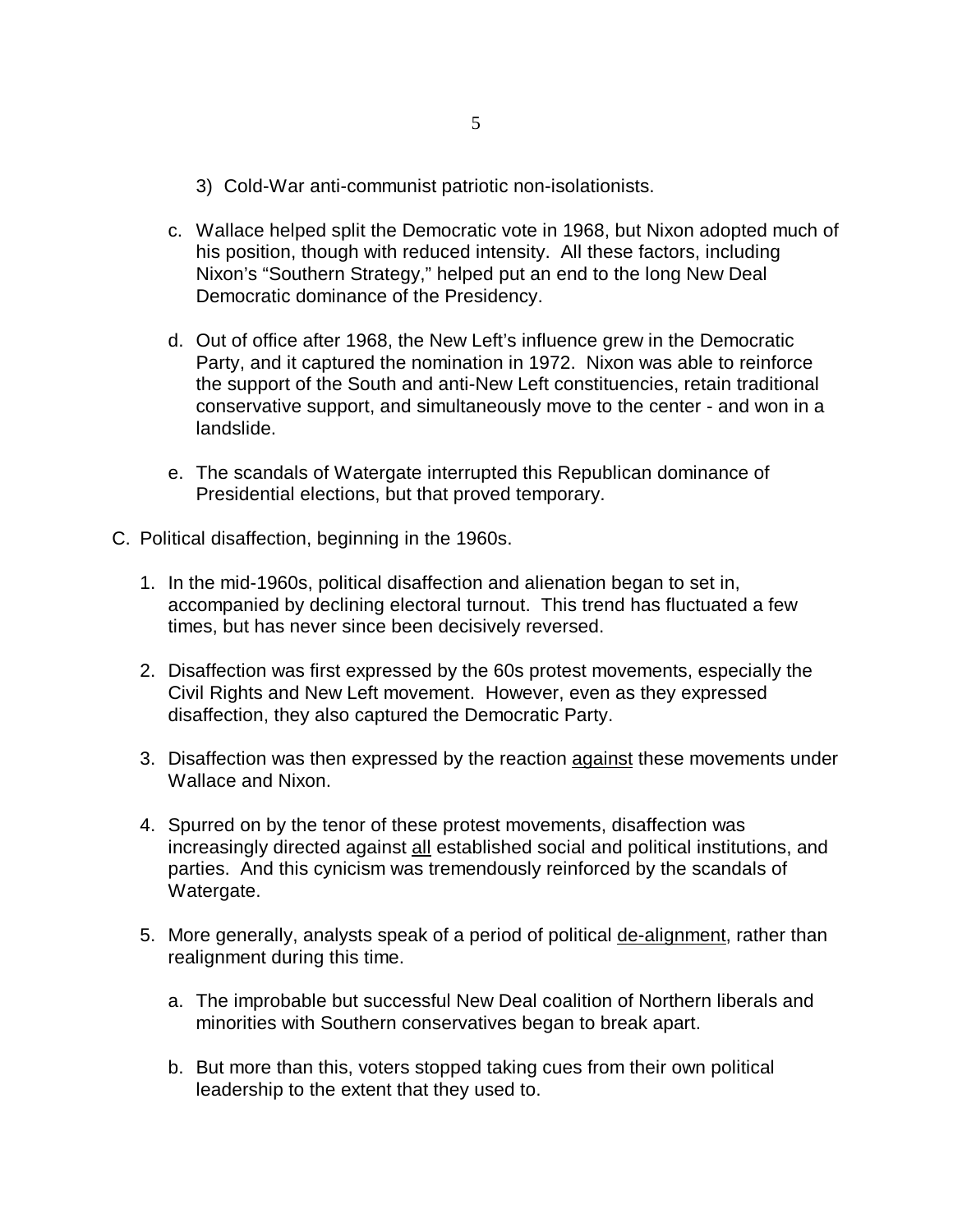3) Cold-War anti-communist patriotic non-isolationists.

c. Wallace helped split the Democratic vote in 1968, but Nixon adopted much of his position, though with reduced intensity. All these factors, including Nixon's "Southern Strategy," helped put an end to the long New Deal Democratic dominance of the Presidency.

d. Out of office after 1968, the New Left's influence grew in the Democratic Party, and it captured the nomination in 1972. Nixon was able to reinforce the support of the South and anti-New Left constituencies, retain traditional conservative support, and simultaneously move to the center - and won in a landslide.

e. The scandals of Watergate interrupted this Republican dominance of Presidential elections, but that proved temporary.

C. Political disaffection, beginning in the 1960s.

1. In the mid-1960s, political disaffection and alienation began to set in, accompanied by declining electoral turnout. This trend has fluctuated a few times, but has never since been decisively reversed.

2. Disaffection was first expressed by the 60s protest movements, especially the Civil Rights and New Left movement. However, even as they expressed disaffection, they also captured the Democratic Party.

3. Disaffection was then expressed by the reaction <u>against</u> these movements under Wallace and Nixon.

4. Spurred on by the tenor of these protest movements, disaffection was increasingly directed against <u>all</u> established social and political institutions, and parties. And this cynicism was tremendously reinforced by the scandals of Watergate.

5. More generally, analysts speak of a period of political <u>de-alignment</u>, rather than realignment during this time.

   a. The improbable but successful New Deal coalition of Northern liberals and minorities with Southern conservatives began to break apart.

   b. But more than this, voters stopped taking cues from their own political leadership to the extent that they used to.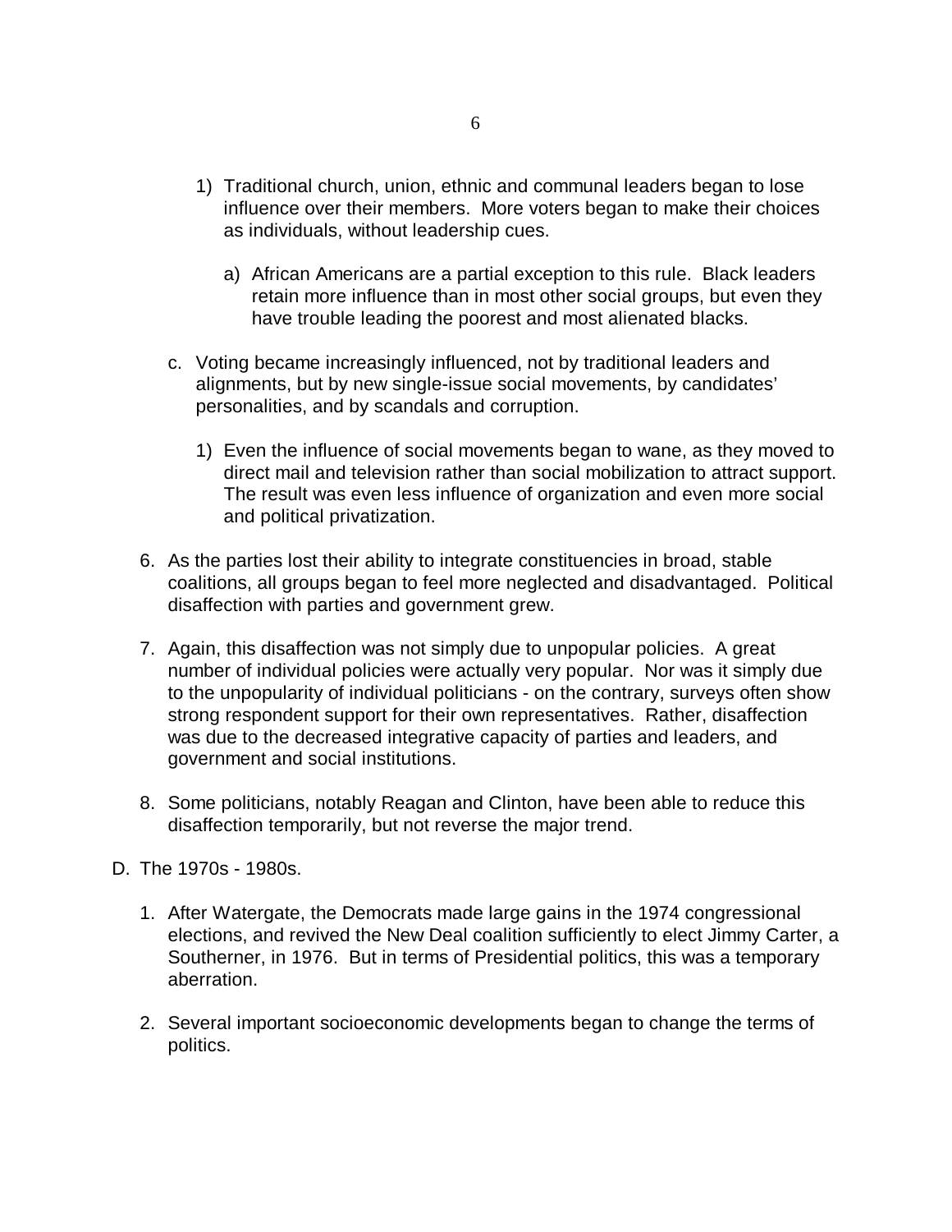1) Traditional church, union, ethnic and communal leaders began to lose influence over their members. More voters began to make their choices as individuals, without leadership cues.

   a) African Americans are a partial exception to this rule. Black leaders retain more influence than in most other social groups, but even they have trouble leading the poorest and most alienated blacks.

c. Voting became increasingly influenced, not by traditional leaders and alignments, but by new single-issue social movements, by candidates' personalities, and by scandals and corruption.

   1) Even the influence of social movements began to wane, as they moved to direct mail and television rather than social mobilization to attract support. The result was even less influence of organization and even more social and political privatization.

6. As the parties lost their ability to integrate constituencies in broad, stable coalitions, all groups began to feel more neglected and disadvantaged. Political disaffection with parties and government grew.

7. Again, this disaffection was not simply due to unpopular policies. A great number of individual policies were actually very popular. Nor was it simply due to the unpopularity of individual politicians - on the contrary, surveys often show strong respondent support for their own representatives. Rather, disaffection was due to the decreased integrative capacity of parties and leaders, and government and social institutions.

8. Some politicians, notably Reagan and Clinton, have been able to reduce this disaffection temporarily, but not reverse the major trend.

D. The 1970s - 1980s.

1. After Watergate, the Democrats made large gains in the 1974 congressional elections, and revived the New Deal coalition sufficiently to elect Jimmy Carter, a Southerner, in 1976. But in terms of Presidential politics, this was a temporary aberration.

2. Several important socioeconomic developments began to change the terms of politics.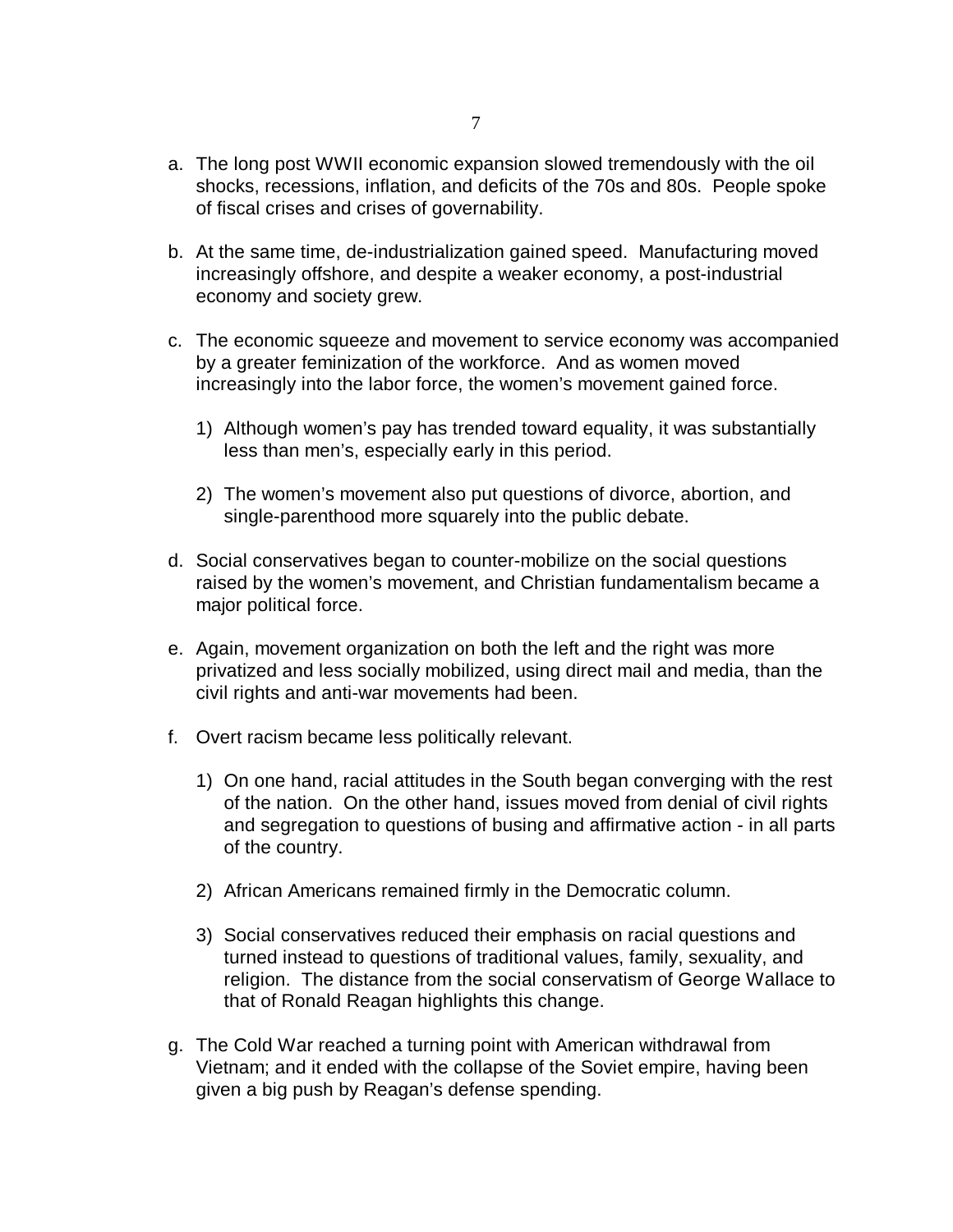a. The long post WWII economic expansion slowed tremendously with the oil shocks, recessions, inflation, and deficits of the 70s and 80s. People spoke of fiscal crises and crises of governability.

b. At the same time, de-industrialization gained speed. Manufacturing moved increasingly offshore, and despite a weaker economy, a post-industrial economy and society grew.

c. The economic squeeze and movement to service economy was accompanied by a greater feminization of the workforce. And as women moved increasingly into the labor force, the women's movement gained force.

   1) Although women's pay has trended toward equality, it was substantially less than men's, especially early in this period.

   2) The women's movement also put questions of divorce, abortion, and single-parenthood more squarely into the public debate.

d. Social conservatives began to counter-mobilize on the social questions raised by the women's movement, and Christian fundamentalism became a major political force.

e. Again, movement organization on both the left and the right was more privatized and less socially mobilized, using direct mail and media, than the civil rights and anti-war movements had been.

f. Overt racism became less politically relevant.

   1) On one hand, racial attitudes in the South began converging with the rest of the nation. On the other hand, issues moved from denial of civil rights and segregation to questions of busing and affirmative action - in all parts of the country.

   2) African Americans remained firmly in the Democratic column.

   3) Social conservatives reduced their emphasis on racial questions and turned instead to questions of traditional values, family, sexuality, and religion. The distance from the social conservatism of George Wallace to that of Ronald Reagan highlights this change.

g. The Cold War reached a turning point with American withdrawal from Vietnam; and it ended with the collapse of the Soviet empire, having been given a big push by Reagan's defense spending.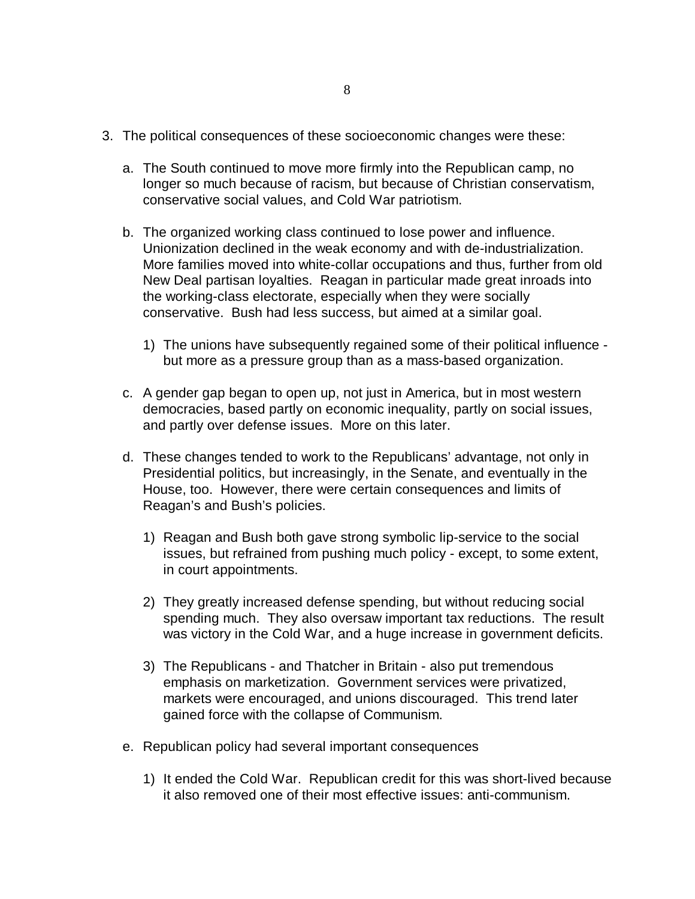3. The political consequences of these socioeconomic changes were these:

    a. The South continued to move more firmly into the Republican camp, no longer so much because of racism, but because of Christian conservatism, conservative social values, and Cold War patriotism.

    b. The organized working class continued to lose power and influence. Unionization declined in the weak economy and with de-industrialization. More families moved into white-collar occupations and thus, further from old New Deal partisan loyalties. Reagan in particular made great inroads into the working-class electorate, especially when they were socially conservative. Bush had less success, but aimed at a similar goal.

        1) The unions have subsequently regained some of their political influence - but more as a pressure group than as a mass-based organization.

    c. A gender gap began to open up, not just in America, but in most western democracies, based partly on economic inequality, partly on social issues, and partly over defense issues. More on this later.

    d. These changes tended to work to the Republicans' advantage, not only in Presidential politics, but increasingly, in the Senate, and eventually in the House, too. However, there were certain consequences and limits of Reagan's and Bush's policies.

        1) Reagan and Bush both gave strong symbolic lip-service to the social issues, but refrained from pushing much policy - except, to some extent, in court appointments.

        2) They greatly increased defense spending, but without reducing social spending much. They also oversaw important tax reductions. The result was victory in the Cold War, and a huge increase in government deficits.

        3) The Republicans - and Thatcher in Britain - also put tremendous emphasis on marketization. Government services were privatized, markets were encouraged, and unions discouraged. This trend later gained force with the collapse of Communism.

    e. Republican policy had several important consequences

        1) It ended the Cold War. Republican credit for this was short-lived because it also removed one of their most effective issues: anti-communism.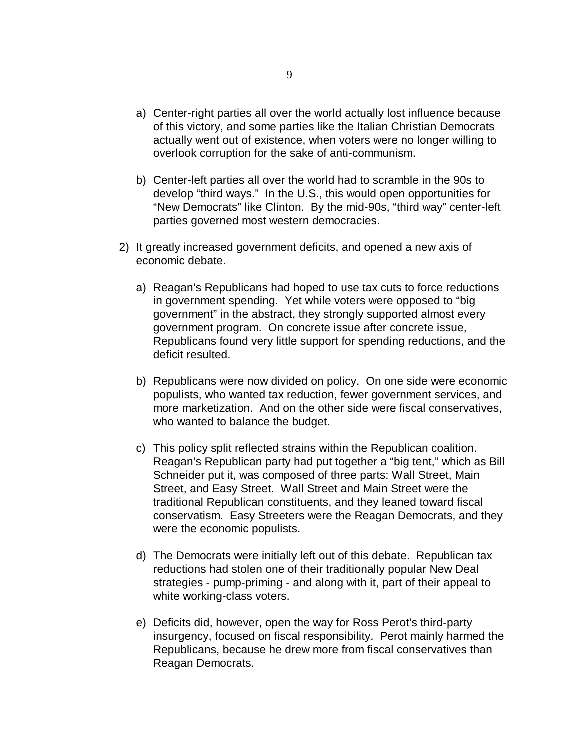a) Center-right parties all over the world actually lost influence because of this victory, and some parties like the Italian Christian Democrats actually went out of existence, when voters were no longer willing to overlook corruption for the sake of anti-communism.

   b) Center-left parties all over the world had to scramble in the 90s to develop "third ways." In the U.S., this would open opportunities for "New Democrats" like Clinton. By the mid-90s, "third way" center-left parties governed most western democracies.

2) It greatly increased government deficits, and opened a new axis of economic debate.

   a) Reagan's Republicans had hoped to use tax cuts to force reductions in government spending. Yet while voters were opposed to "big government" in the abstract, they strongly supported almost every government program. On concrete issue after concrete issue, Republicans found very little support for spending reductions, and the deficit resulted.

   b) Republicans were now divided on policy. On one side were economic populists, who wanted tax reduction, fewer government services, and more marketization. And on the other side were fiscal conservatives, who wanted to balance the budget.

   c) This policy split reflected strains within the Republican coalition. Reagan's Republican party had put together a "big tent," which as Bill Schneider put it, was composed of three parts: Wall Street, Main Street, and Easy Street. Wall Street and Main Street were the traditional Republican constituents, and they leaned toward fiscal conservatism. Easy Streeters were the Reagan Democrats, and they were the economic populists.

   d) The Democrats were initially left out of this debate. Republican tax reductions had stolen one of their traditionally popular New Deal strategies - pump-priming - and along with it, part of their appeal to white working-class voters.

   e) Deficits did, however, open the way for Ross Perot's third-party insurgency, focused on fiscal responsibility. Perot mainly harmed the Republicans, because he drew more from fiscal conservatives than Reagan Democrats.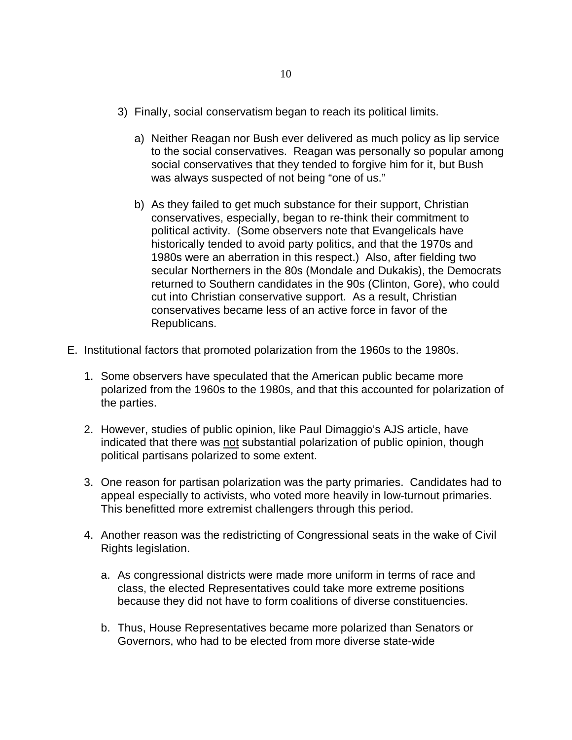3) Finally, social conservatism began to reach its political limits.

   a) Neither Reagan nor Bush ever delivered as much policy as lip service to the social conservatives. Reagan was personally so popular among social conservatives that they tended to forgive him for it, but Bush was always suspected of not being "one of us."

   b) As they failed to get much substance for their support, Christian conservatives, especially, began to re-think their commitment to political activity. (Some observers note that Evangelicals have historically tended to avoid party politics, and that the 1970s and 1980s were an aberration in this respect.) Also, after fielding two secular Northerners in the 80s (Mondale and Dukakis), the Democrats returned to Southern candidates in the 90s (Clinton, Gore), who could cut into Christian conservative support. As a result, Christian conservatives became less of an active force in favor of the Republicans.

E. Institutional factors that promoted polarization from the 1960s to the 1980s.

1. Some observers have speculated that the American public became more polarized from the 1960s to the 1980s, and that this accounted for polarization of the parties.

2. However, studies of public opinion, like Paul Dimaggio's AJS article, have indicated that there was <u>not</u> substantial polarization of public opinion, though political partisans polarized to some extent.

3. One reason for partisan polarization was the party primaries. Candidates had to appeal especially to activists, who voted more heavily in low-turnout primaries. This benefitted more extremist challengers through this period.

4. Another reason was the redistricting of Congressional seats in the wake of Civil Rights legislation.

   a. As congressional districts were made more uniform in terms of race and class, the elected Representatives could take more extreme positions because they did not have to form coalitions of diverse constituencies.

   b. Thus, House Representatives became more polarized than Senators or Governors, who had to be elected from more diverse state-wide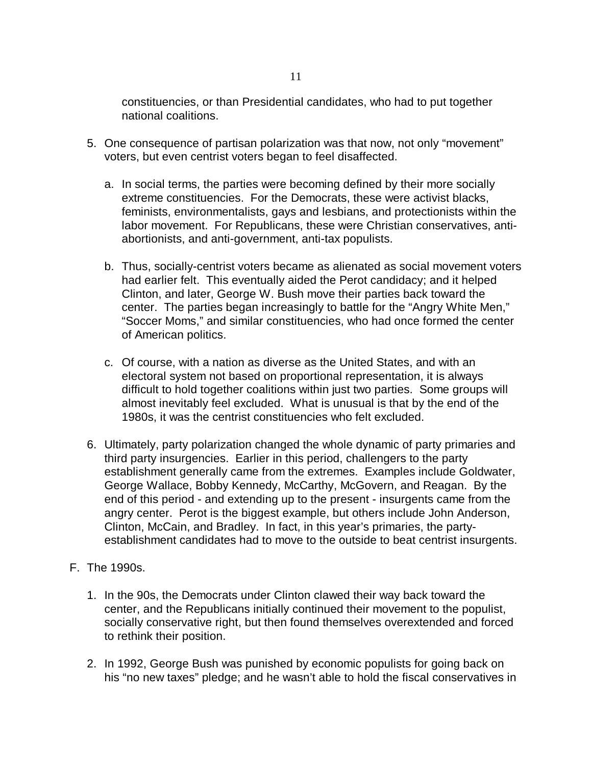constituencies, or than Presidential candidates, who had to put together national coalitions.

5. One consequence of partisan polarization was that now, not only "movement" voters, but even centrist voters began to feel disaffected.

   a. In social terms, the parties were becoming defined by their more socially extreme constituencies. For the Democrats, these were activist blacks, feminists, environmentalists, gays and lesbians, and protectionists within the labor movement. For Republicans, these were Christian conservatives, anti-abortionists, and anti-government, anti-tax populists.

   b. Thus, socially-centrist voters became as alienated as social movement voters had earlier felt. This eventually aided the Perot candidacy; and it helped Clinton, and later, George W. Bush move their parties back toward the center. The parties began increasingly to battle for the "Angry White Men," "Soccer Moms," and similar constituencies, who had once formed the center of American politics.

   c. Of course, with a nation as diverse as the United States, and with an electoral system not based on proportional representation, it is always difficult to hold together coalitions within just two parties. Some groups will almost inevitably feel excluded. What is unusual is that by the end of the 1980s, it was the centrist constituencies who felt excluded.

6. Ultimately, party polarization changed the whole dynamic of party primaries and third party insurgencies. Earlier in this period, challengers to the party establishment generally came from the extremes. Examples include Goldwater, George Wallace, Bobby Kennedy, McCarthy, McGovern, and Reagan. By the end of this period - and extending up to the present - insurgents came from the angry center. Perot is the biggest example, but others include John Anderson, Clinton, McCain, and Bradley. In fact, in this year's primaries, the party-establishment candidates had to move to the outside to beat centrist insurgents.

F. The 1990s.

1. In the 90s, the Democrats under Clinton clawed their way back toward the center, and the Republicans initially continued their movement to the populist, socially conservative right, but then found themselves overextended and forced to rethink their position.

2. In 1992, George Bush was punished by economic populists for going back on his "no new taxes" pledge; and he wasn't able to hold the fiscal conservatives in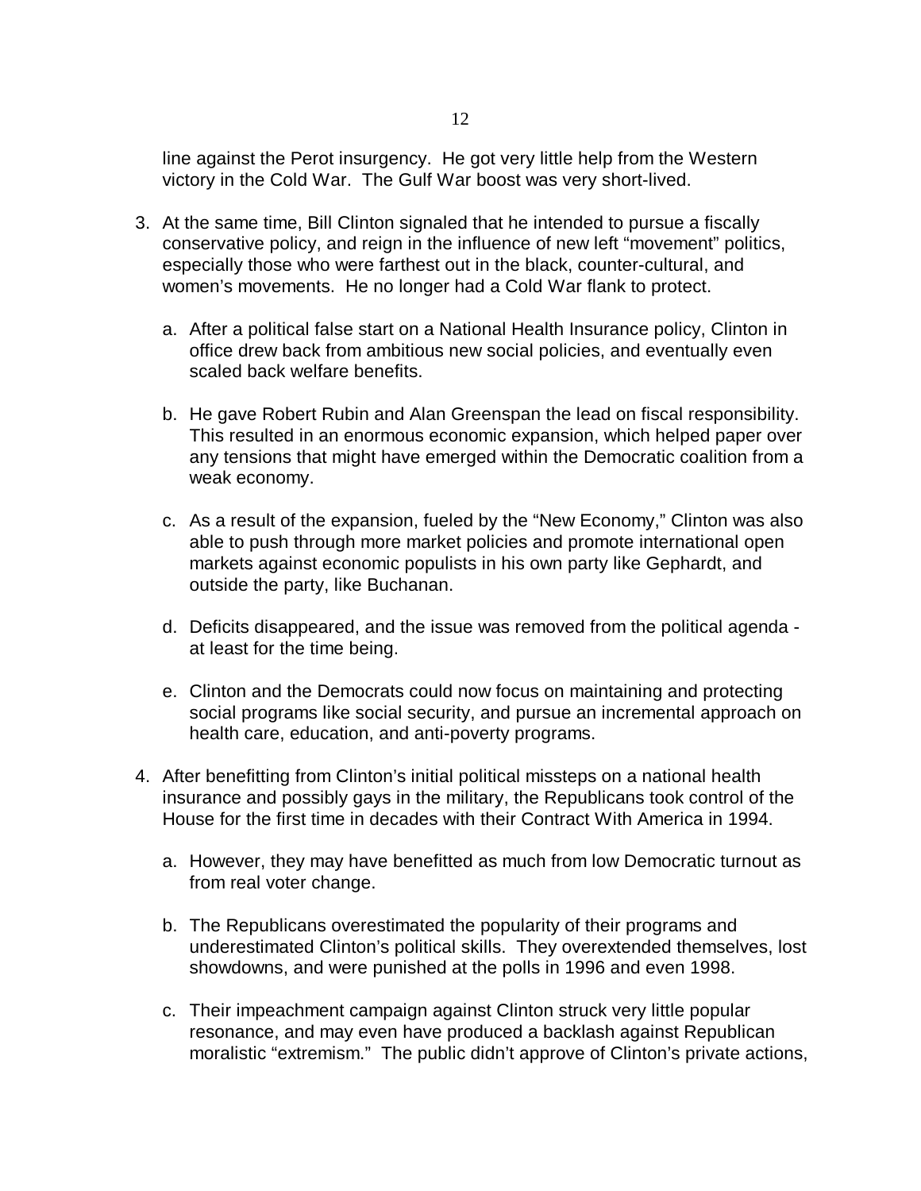line against the Perot insurgency. He got very little help from the Western victory in the Cold War. The Gulf War boost was very short-lived.

3. At the same time, Bill Clinton signaled that he intended to pursue a fiscally conservative policy, and reign in the influence of new left "movement" politics, especially those who were farthest out in the black, counter-cultural, and women's movements. He no longer had a Cold War flank to protect.

   a. After a political false start on a National Health Insurance policy, Clinton in office drew back from ambitious new social policies, and eventually even scaled back welfare benefits.

   b. He gave Robert Rubin and Alan Greenspan the lead on fiscal responsibility. This resulted in an enormous economic expansion, which helped paper over any tensions that might have emerged within the Democratic coalition from a weak economy.

   c. As a result of the expansion, fueled by the "New Economy," Clinton was also able to push through more market policies and promote international open markets against economic populists in his own party like Gephardt, and outside the party, like Buchanan.

   d. Deficits disappeared, and the issue was removed from the political agenda - at least for the time being.

   e. Clinton and the Democrats could now focus on maintaining and protecting social programs like social security, and pursue an incremental approach on health care, education, and anti-poverty programs.

4. After benefitting from Clinton's initial political missteps on a national health insurance and possibly gays in the military, the Republicans took control of the House for the first time in decades with their Contract With America in 1994.

   a. However, they may have benefitted as much from low Democratic turnout as from real voter change.

   b. The Republicans overestimated the popularity of their programs and underestimated Clinton's political skills. They overextended themselves, lost showdowns, and were punished at the polls in 1996 and even 1998.

   c. Their impeachment campaign against Clinton struck very little popular resonance, and may even have produced a backlash against Republican moralistic "extremism." The public didn't approve of Clinton's private actions,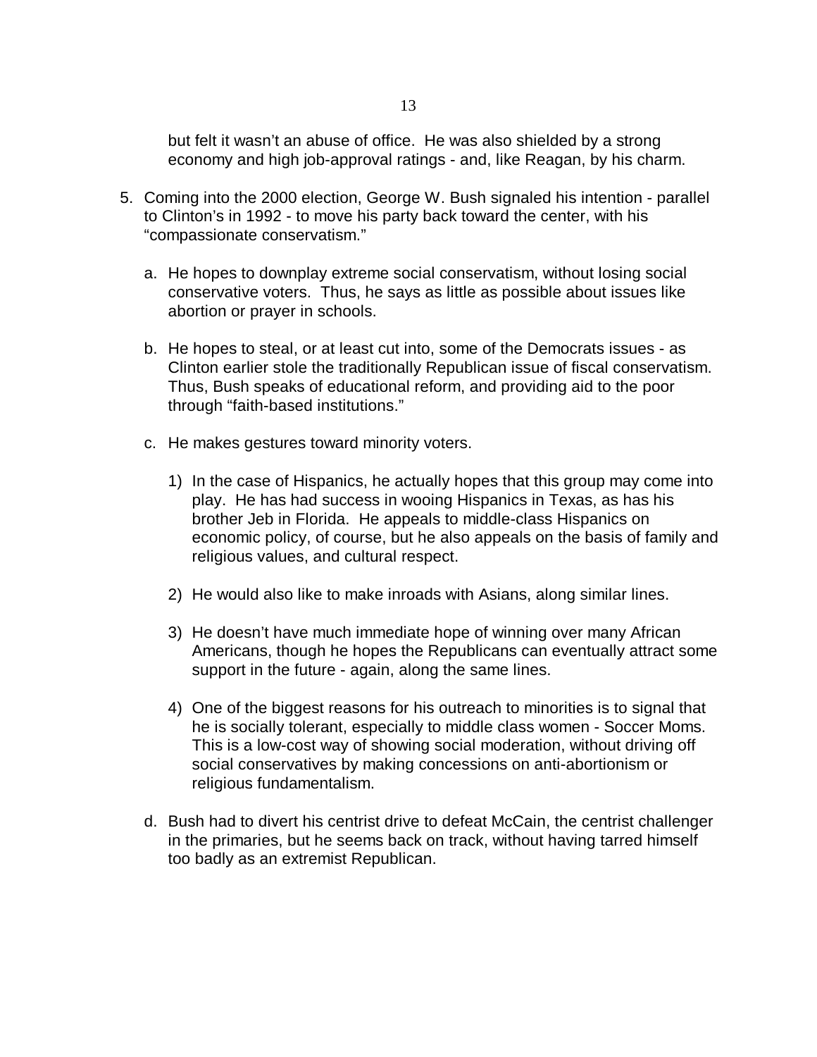but felt it wasn't an abuse of office. He was also shielded by a strong economy and high job-approval ratings - and, like Reagan, by his charm.

5. Coming into the 2000 election, George W. Bush signaled his intention - parallel to Clinton's in 1992 - to move his party back toward the center, with his "compassionate conservatism."

   a. He hopes to downplay extreme social conservatism, without losing social conservative voters. Thus, he says as little as possible about issues like abortion or prayer in schools.

   b. He hopes to steal, or at least cut into, some of the Democrats issues - as Clinton earlier stole the traditionally Republican issue of fiscal conservatism. Thus, Bush speaks of educational reform, and providing aid to the poor through "faith-based institutions."

   c. He makes gestures toward minority voters.

      1) In the case of Hispanics, he actually hopes that this group may come into play. He has had success in wooing Hispanics in Texas, as has his brother Jeb in Florida. He appeals to middle-class Hispanics on economic policy, of course, but he also appeals on the basis of family and religious values, and cultural respect.

      2) He would also like to make inroads with Asians, along similar lines.

      3) He doesn't have much immediate hope of winning over many African Americans, though he hopes the Republicans can eventually attract some support in the future - again, along the same lines.

      4) One of the biggest reasons for his outreach to minorities is to signal that he is socially tolerant, especially to middle class women - Soccer Moms. This is a low-cost way of showing social moderation, without driving off social conservatives by making concessions on anti-abortionism or religious fundamentalism.

   d. Bush had to divert his centrist drive to defeat McCain, the centrist challenger in the primaries, but he seems back on track, without having tarred himself too badly as an extremist Republican.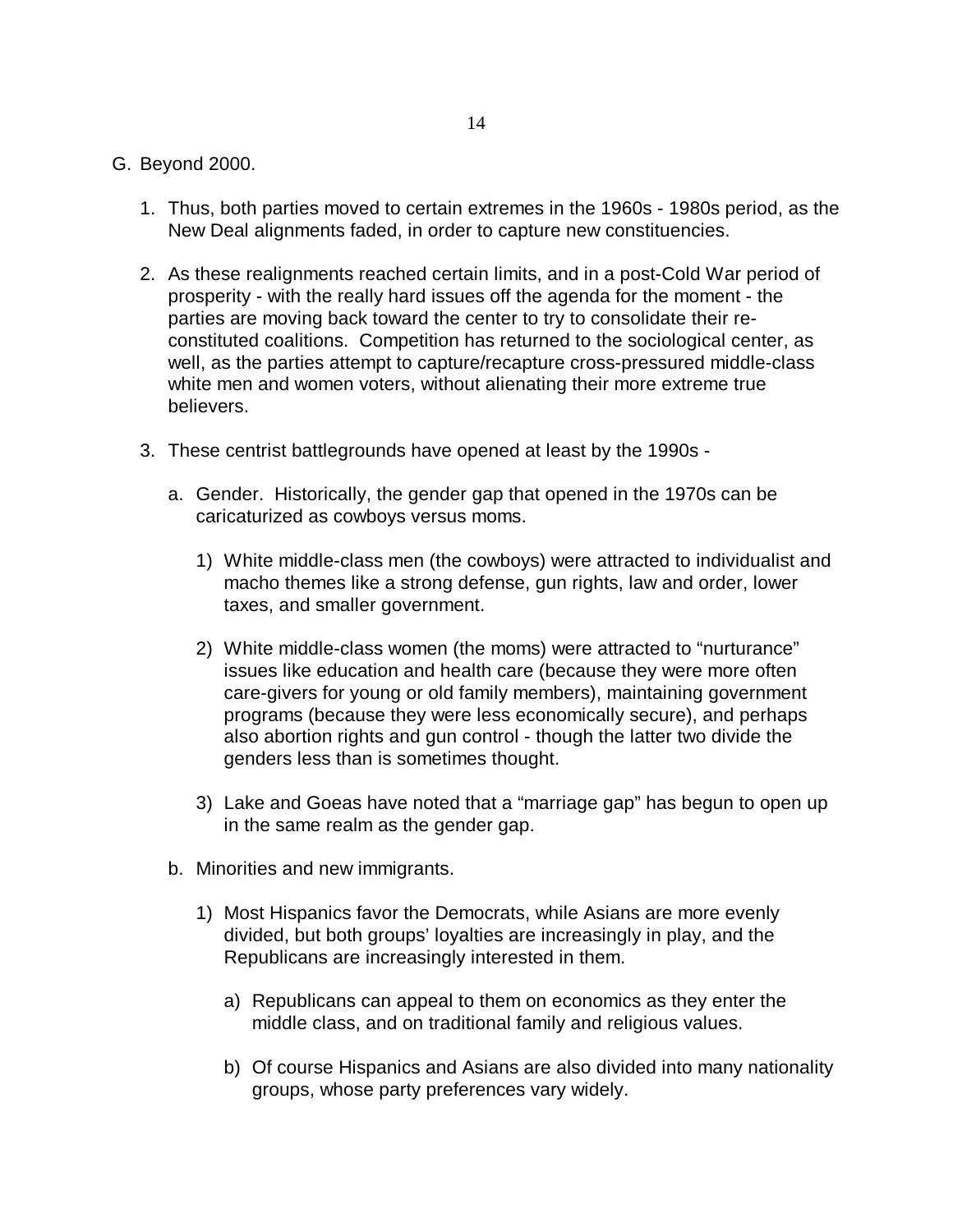G. Beyond 2000.

1. Thus, both parties moved to certain extremes in the 1960s - 1980s period, as the New Deal alignments faded, in order to capture new constituencies.

2. As these realignments reached certain limits, and in a post-Cold War period of prosperity - with the really hard issues off the agenda for the moment - the parties are moving back toward the center to try to consolidate their re-constituted coalitions. Competition has returned to the sociological center, as well, as the parties attempt to capture/recapture cross-pressured middle-class white men and women voters, without alienating their more extreme true believers.

3. These centrist battlegrounds have opened at least by the 1990s -

   a. Gender. Historically, the gender gap that opened in the 1970s can be caricaturized as cowboys versus moms.

      1) White middle-class men (the cowboys) were attracted to individualist and macho themes like a strong defense, gun rights, law and order, lower taxes, and smaller government.

      2) White middle-class women (the moms) were attracted to "nurturance" issues like education and health care (because they were more often care-givers for young or old family members), maintaining government programs (because they were less economically secure), and perhaps also abortion rights and gun control - though the latter two divide the genders less than is sometimes thought.

      3) Lake and Goeas have noted that a "marriage gap" has begun to open up in the same realm as the gender gap.

   b. Minorities and new immigrants.

      1) Most Hispanics favor the Democrats, while Asians are more evenly divided, but both groups' loyalties are increasingly in play, and the Republicans are increasingly interested in them.

         a) Republicans can appeal to them on economics as they enter the middle class, and on traditional family and religious values.

         b) Of course Hispanics and Asians are also divided into many nationality groups, whose party preferences vary widely.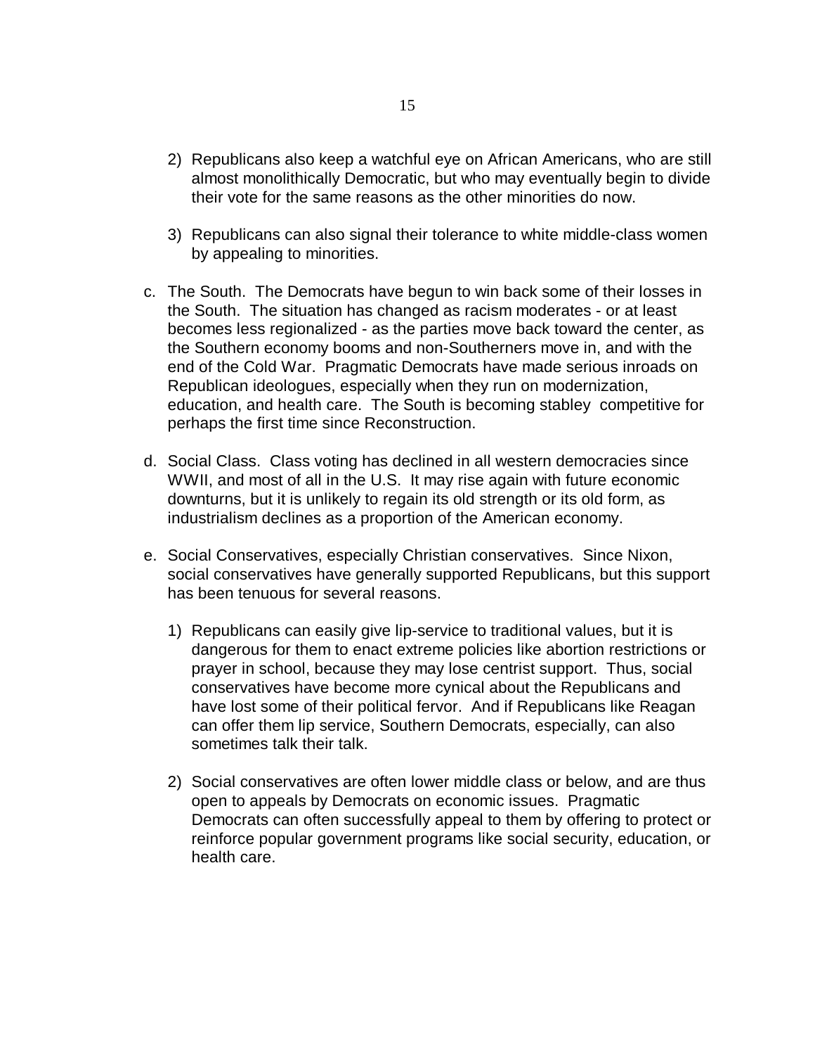2) Republicans also keep a watchful eye on African Americans, who are still almost monolithically Democratic, but who may eventually begin to divide their vote for the same reasons as the other minorities do now.

3) Republicans can also signal their tolerance to white middle-class women by appealing to minorities.

c. The South. The Democrats have begun to win back some of their losses in the South. The situation has changed as racism moderates - or at least becomes less regionalized - as the parties move back toward the center, as the Southern economy booms and non-Southerners move in, and with the end of the Cold War. Pragmatic Democrats have made serious inroads on Republican ideologues, especially when they run on modernization, education, and health care. The South is becoming stabley competitive for perhaps the first time since Reconstruction.

d. Social Class. Class voting has declined in all western democracies since WWII, and most of all in the U.S. It may rise again with future economic downturns, but it is unlikely to regain its old strength or its old form, as industrialism declines as a proportion of the American economy.

e. Social Conservatives, especially Christian conservatives. Since Nixon, social conservatives have generally supported Republicans, but this support has been tenuous for several reasons.

1) Republicans can easily give lip-service to traditional values, but it is dangerous for them to enact extreme policies like abortion restrictions or prayer in school, because they may lose centrist support. Thus, social conservatives have become more cynical about the Republicans and have lost some of their political fervor. And if Republicans like Reagan can offer them lip service, Southern Democrats, especially, can also sometimes talk their talk.

2) Social conservatives are often lower middle class or below, and are thus open to appeals by Democrats on economic issues. Pragmatic Democrats can often successfully appeal to them by offering to protect or reinforce popular government programs like social security, education, or health care.